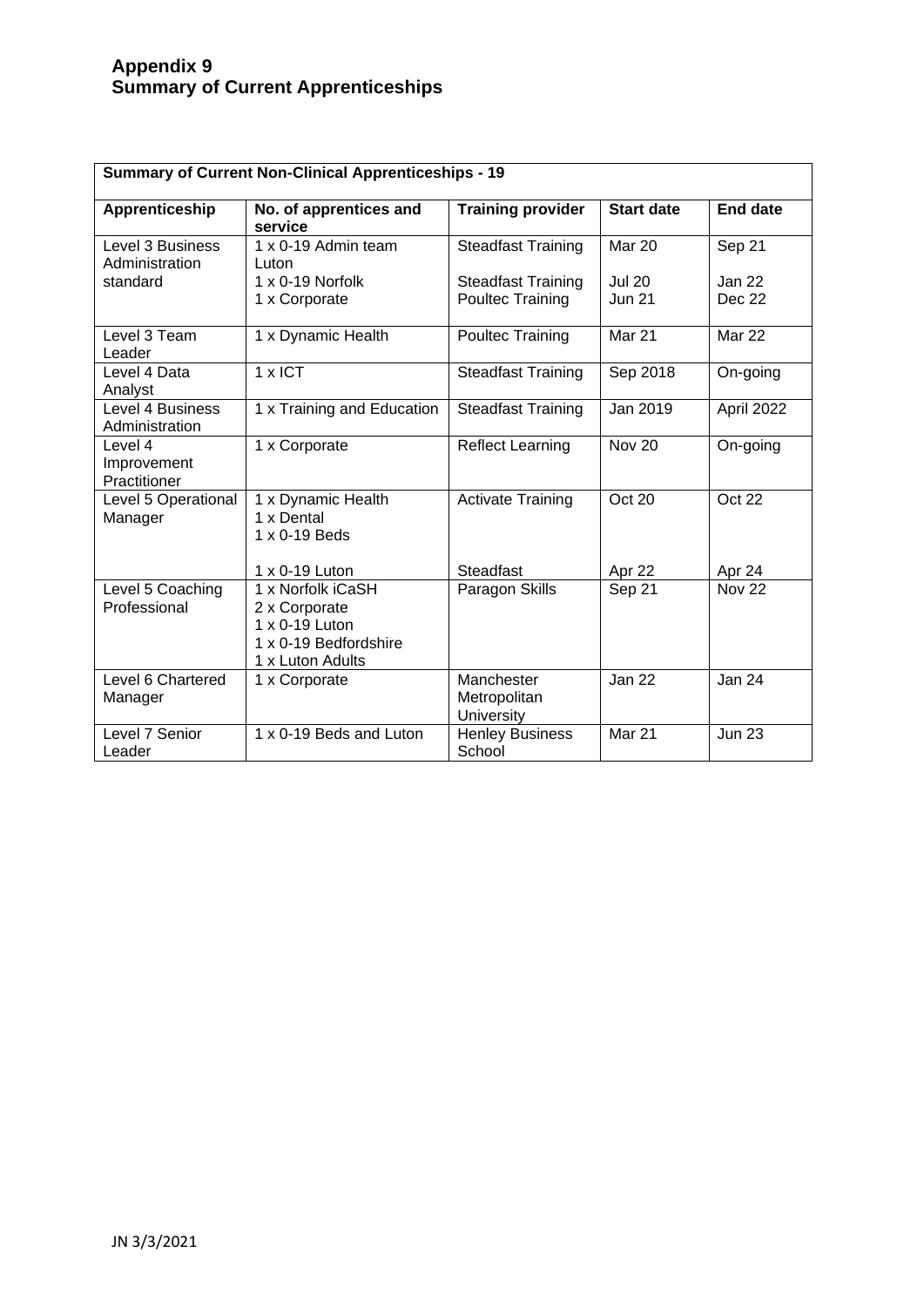# Appendix 9
# Summary of Current Apprenticeships

| **Summary of Current Non-Clinical Apprenticeships - 19** | | | | |
|---|---|---|---|---|
| **Apprenticeship** | **No. of apprentices and service** | **Training provider** | **Start date** | **End date** |
| Level 3 Business Administration standard | 1 x 0-19 Admin team Luton<br>1 x 0-19 Norfolk<br>1 x Corporate | Steadfast Training<br><br>Steadfast Training<br>Poultec Training | Mar 20<br><br>Jul 20<br>Jun 21 | Sep 21<br><br>Jan 22<br>Dec 22 |
| Level 3 Team Leader | 1 x Dynamic Health | Poultec Training | Mar 21 | Mar 22 |
| Level 4 Data Analyst | 1 x ICT | Steadfast Training | Sep 2018 | On-going |
| Level 4 Business Administration | 1 x Training and Education | Steadfast Training | Jan 2019 | April 2022 |
| Level 4 Improvement Practitioner | 1 x Corporate | Reflect Learning | Nov 20 | On-going |
| Level 5 Operational Manager | 1 x Dynamic Health<br>1 x Dental<br>1 x 0-19 Beds<br><br>1 x 0-19 Luton | Activate Training<br><br><br><br>Steadfast | Oct 20<br><br><br><br>Apr 22 | Oct 22<br><br><br><br>Apr 24 |
| Level 5 Coaching Professional | 1 x Norfolk iCaSH<br>2 x Corporate<br>1 x 0-19 Luton<br>1 x 0-19 Bedfordshire<br>1 x Luton Adults | Paragon Skills | Sep 21 | Nov 22 |
| Level 6 Chartered Manager | 1 x Corporate | Manchester Metropolitan University | Jan 22 | Jan 24 |
| Level 7 Senior Leader | 1 x 0-19 Beds and Luton | Henley Business School | Mar 21 | Jun 23 |

JN 3/3/2021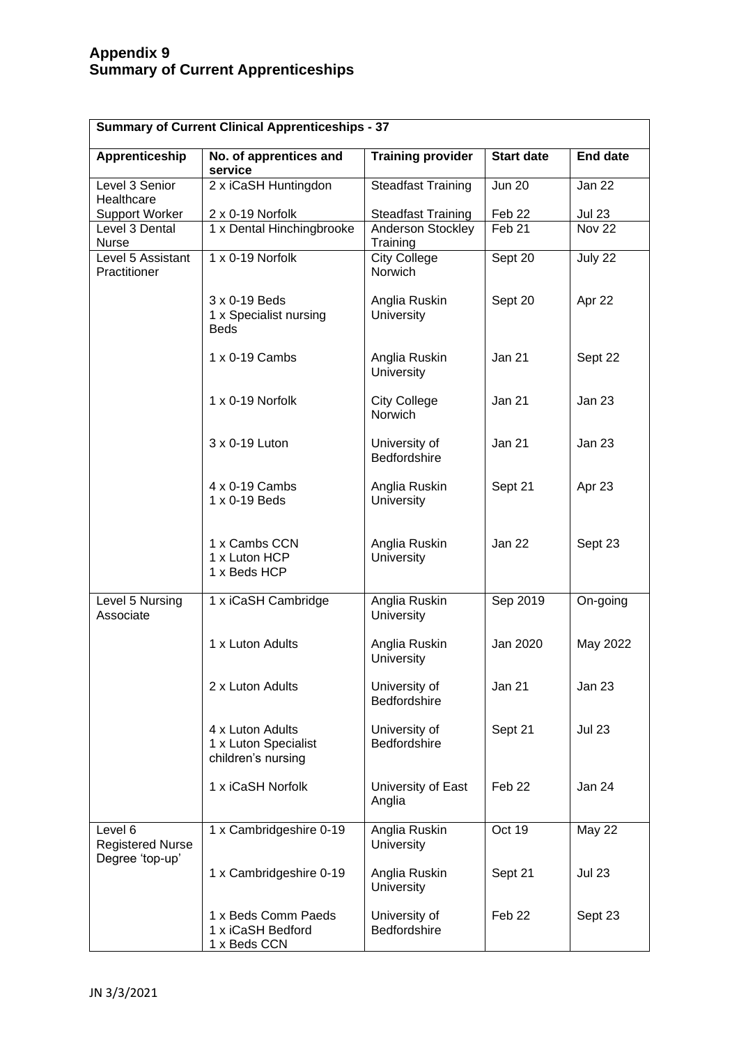# Appendix 9
# Summary of Current Apprenticeships

| Summary of Current Clinical Apprenticeships - 37 | | | | |
|---|---|---|---|---|
| **Apprenticeship** | **No. of apprentices and service** | **Training provider** | **Start date** | **End date** |
| Level 3 Senior Healthcare Support Worker | 2 x iCaSH Huntingdon | Steadfast Training | Jun 20 | Jan 22 |
| | 2 x 0-19 Norfolk | Steadfast Training | Feb 22 | Jul 23 |
| Level 3 Dental Nurse | 1 x Dental Hinchingbrooke | Anderson Stockley Training | Feb 21 | Nov 22 |
| Level 5 Assistant Practitioner | 1 x 0-19 Norfolk | City College Norwich | Sept 20 | July 22 |
| | 3 x 0-19 Beds<br>1 x Specialist nursing Beds | Anglia Ruskin University | Sept 20 | Apr 22 |
| | 1 x 0-19 Cambs | Anglia Ruskin University | Jan 21 | Sept 22 |
| | 1 x 0-19 Norfolk | City College Norwich | Jan 21 | Jan 23 |
| | 3 x 0-19 Luton | University of Bedfordshire | Jan 21 | Jan 23 |
| | 4 x 0-19 Cambs<br>1 x 0-19 Beds | Anglia Ruskin University | Sept 21 | Apr 23 |
| | 1 x Cambs CCN<br>1 x Luton HCP<br>1 x Beds HCP | Anglia Ruskin University | Jan 22 | Sept 23 |
| Level 5 Nursing Associate | 1 x iCaSH Cambridge | Anglia Ruskin University | Sep 2019 | On-going |
| | 1 x Luton Adults | Anglia Ruskin University | Jan 2020 | May 2022 |
| | 2 x Luton Adults | University of Bedfordshire | Jan 21 | Jan 23 |
| | 4 x Luton Adults<br>1 x Luton Specialist children's nursing | University of Bedfordshire | Sept 21 | Jul 23 |
| | 1 x iCaSH Norfolk | University of East Anglia | Feb 22 | Jan 24 |
| Level 6 Registered Nurse Degree 'top-up' | 1 x Cambridgeshire 0-19 | Anglia Ruskin University | Oct 19 | May 22 |
| | 1 x Cambridgeshire 0-19 | Anglia Ruskin University | Sept 21 | Jul 23 |
| | 1 x Beds Comm Paeds<br>1 x iCaSH Bedford<br>1 x Beds CCN | University of Bedfordshire | Feb 22 | Sept 23 |

JN 3/3/2021